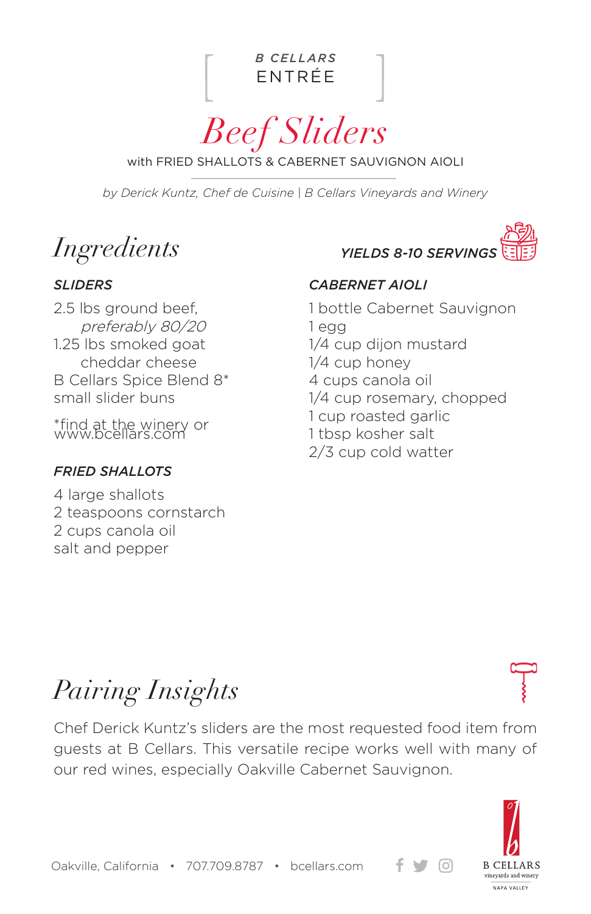B CELLARS
ENTRÉE

# *Beef Sliders*

with FRIED SHALLOTS & CABERNET SAUVIGNON AIOLI

*by Derick Kuntz, Chef de Cuisine | B Cellars Vineyards and Winery*

## *Ingredients*

***YIELDS 8-10 SERVINGS***

### *SLIDERS*

2.5 lbs ground beef, *preferably 80/20*
1.25 lbs smoked goat cheddar cheese
B Cellars Spice Blend 8*
small slider buns

*find at the winery or www.bcellars.com

### *FRIED SHALLOTS*

4 large shallots
2 teaspoons cornstarch
2 cups canola oil
salt and pepper

### *CABERNET AIOLI*

1 bottle Cabernet Sauvignon
1 egg
1/4 cup dijon mustard
1/4 cup honey
4 cups canola oil
1/4 cup rosemary, chopped
1 cup roasted garlic
1 tbsp kosher salt
2/3 cup cold watter

## *Pairing Insights*

Chef Derick Kuntz's sliders are the most requested food item from guests at B Cellars. This versatile recipe works well with many of our red wines, especially Oakville Cabernet Sauvignon.

Oakville, California • 707.709.8787 • bcellars.com

B CELLARS
vineyards and winery
NAPA VALLEY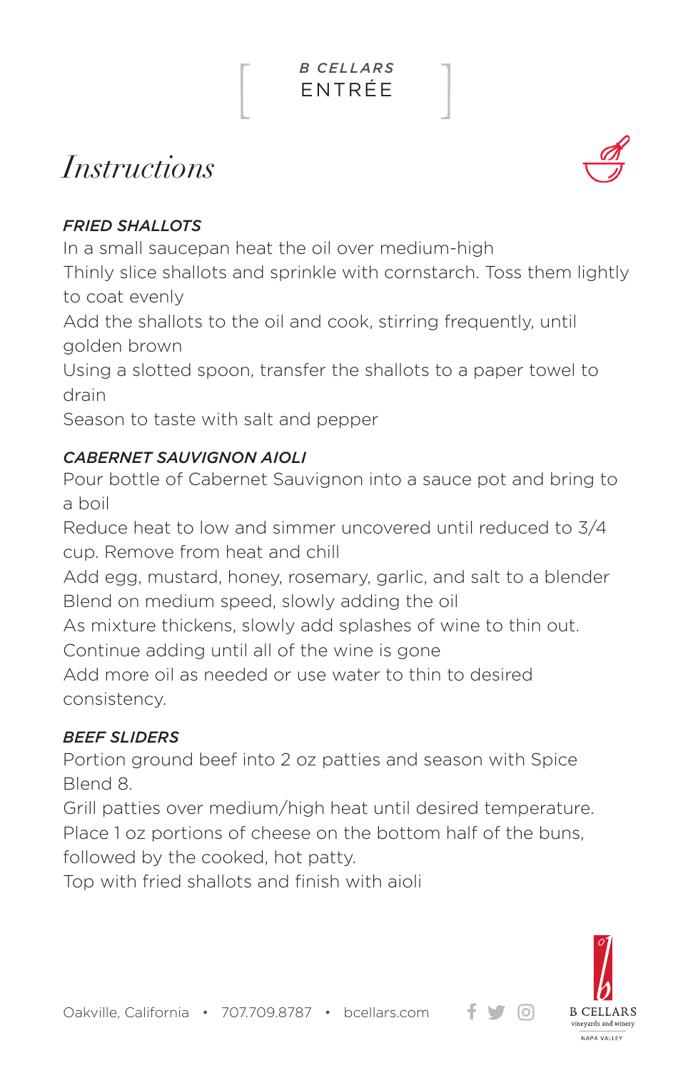B CELLARS
ENTRÉE

# Instructions

### FRIED SHALLOTS

In a small saucepan heat the oil over medium-high

Thinly slice shallots and sprinkle with cornstarch. Toss them lightly to coat evenly

Add the shallots to the oil and cook, stirring frequently, until golden brown

Using a slotted spoon, transfer the shallots to a paper towel to drain

Season to taste with salt and pepper

### CABERNET SAUVIGNON AIOLI

Pour bottle of Cabernet Sauvignon into a sauce pot and bring to a boil

Reduce heat to low and simmer uncovered until reduced to 3/4 cup. Remove from heat and chill

Add egg, mustard, honey, rosemary, garlic, and salt to a blender

Blend on medium speed, slowly adding the oil

As mixture thickens, slowly add splashes of wine to thin out. Continue adding until all of the wine is gone

Add more oil as needed or use water to thin to desired consistency.

### BEEF SLIDERS

Portion ground beef into 2 oz patties and season with Spice Blend 8.

Grill patties over medium/high heat until desired temperature.

Place 1 oz portions of cheese on the bottom half of the buns, followed by the cooked, hot patty.

Top with fried shallots and finish with aioli

Oakville, California • 707.709.8787 • bcellars.com

B CELLARS vineyards and winery NAPA VALLEY